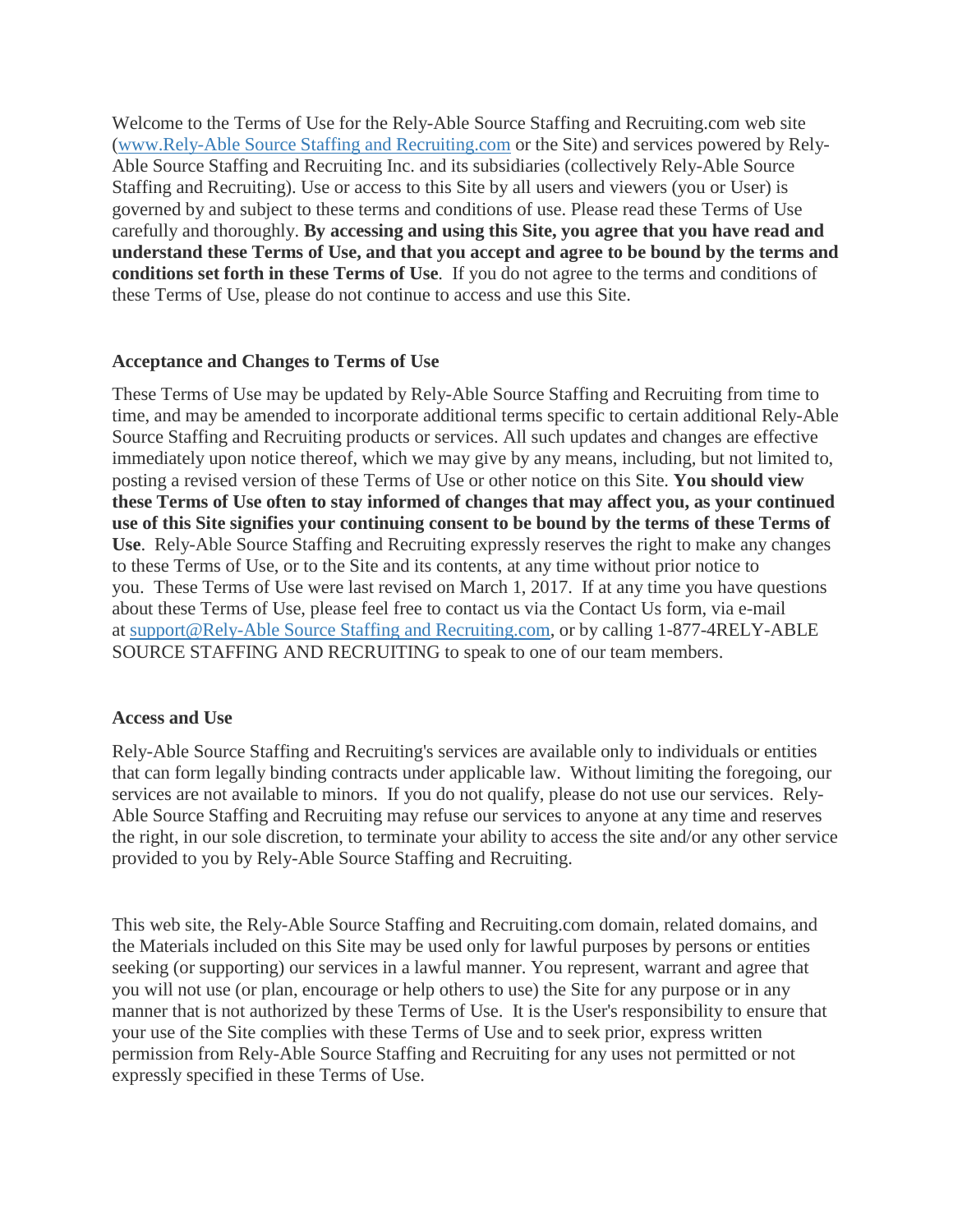Welcome to the Terms of Use for the Rely-Able Source Staffing and Recruiting.com web site ([www.Rely-Able Source Staffing and Recruiting.com](www.Rely-Able Source Staffing and Recruiting.com) or the Site) and services powered by Rely-Able Source Staffing and Recruiting Inc. and its subsidiaries (collectively Rely-Able Source Staffing and Recruiting). Use or access to this Site by all users and viewers (you or User) is governed by and subject to these terms and conditions of use. Please read these Terms of Use carefully and thoroughly. **By accessing and using this Site, you agree that you have read and understand these Terms of Use, and that you accept and agree to be bound by the terms and conditions set forth in these Terms of Use**. If you do not agree to the terms and conditions of these Terms of Use, please do not continue to access and use this Site.

**Acceptance and Changes to Terms of Use**

These Terms of Use may be updated by Rely-Able Source Staffing and Recruiting from time to time, and may be amended to incorporate additional terms specific to certain additional Rely-Able Source Staffing and Recruiting products or services. All such updates and changes are effective immediately upon notice thereof, which we may give by any means, including, but not limited to, posting a revised version of these Terms of Use or other notice on this Site. **You should view these Terms of Use often to stay informed of changes that may affect you, as your continued use of this Site signifies your continuing consent to be bound by the terms of these Terms of Use**. Rely-Able Source Staffing and Recruiting expressly reserves the right to make any changes to these Terms of Use, or to the Site and its contents, at any time without prior notice to you. These Terms of Use were last revised on March 1, 2017. If at any time you have questions about these Terms of Use, please feel free to contact us via the Contact Us form, via e-mail at [support@Rely-Able Source Staffing and Recruiting.com](mailto:support@Rely-Able Source Staffing and Recruiting.com), or by calling 1-877-4RELY-ABLE SOURCE STAFFING AND RECRUITING to speak to one of our team members.

**Access and Use**

Rely-Able Source Staffing and Recruiting's services are available only to individuals or entities that can form legally binding contracts under applicable law. Without limiting the foregoing, our services are not available to minors. If you do not qualify, please do not use our services. Rely-Able Source Staffing and Recruiting may refuse our services to anyone at any time and reserves the right, in our sole discretion, to terminate your ability to access the site and/or any other service provided to you by Rely-Able Source Staffing and Recruiting.

This web site, the Rely-Able Source Staffing and Recruiting.com domain, related domains, and the Materials included on this Site may be used only for lawful purposes by persons or entities seeking (or supporting) our services in a lawful manner. You represent, warrant and agree that you will not use (or plan, encourage or help others to use) the Site for any purpose or in any manner that is not authorized by these Terms of Use. It is the User's responsibility to ensure that your use of the Site complies with these Terms of Use and to seek prior, express written permission from Rely-Able Source Staffing and Recruiting for any uses not permitted or not expressly specified in these Terms of Use.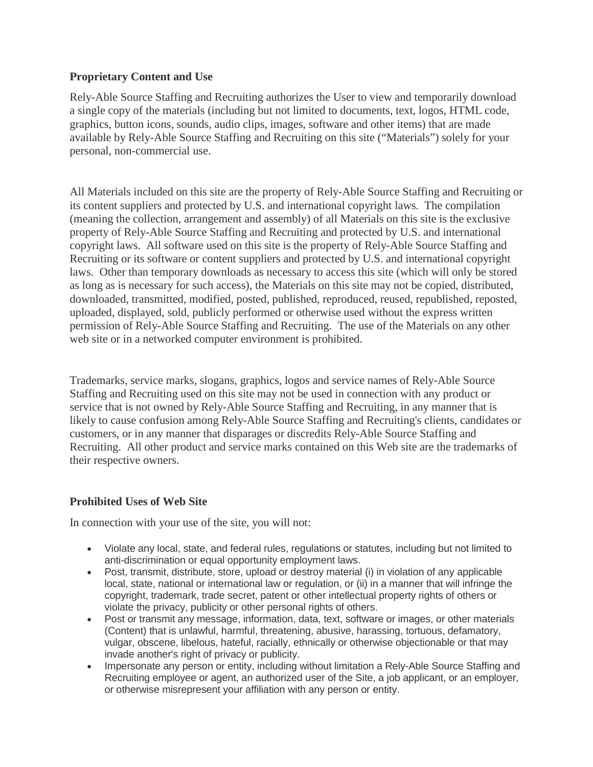**Proprietary Content and Use**

Rely-Able Source Staffing and Recruiting authorizes the User to view and temporarily download a single copy of the materials (including but not limited to documents, text, logos, HTML code, graphics, button icons, sounds, audio clips, images, software and other items) that are made available by Rely-Able Source Staffing and Recruiting on this site ("Materials") solely for your personal, non-commercial use.

All Materials included on this site are the property of Rely-Able Source Staffing and Recruiting or its content suppliers and protected by U.S. and international copyright laws. The compilation (meaning the collection, arrangement and assembly) of all Materials on this site is the exclusive property of Rely-Able Source Staffing and Recruiting and protected by U.S. and international copyright laws. All software used on this site is the property of Rely-Able Source Staffing and Recruiting or its software or content suppliers and protected by U.S. and international copyright laws. Other than temporary downloads as necessary to access this site (which will only be stored as long as is necessary for such access), the Materials on this site may not be copied, distributed, downloaded, transmitted, modified, posted, published, reproduced, reused, republished, reposted, uploaded, displayed, sold, publicly performed or otherwise used without the express written permission of Rely-Able Source Staffing and Recruiting. The use of the Materials on any other web site or in a networked computer environment is prohibited.

Trademarks, service marks, slogans, graphics, logos and service names of Rely-Able Source Staffing and Recruiting used on this site may not be used in connection with any product or service that is not owned by Rely-Able Source Staffing and Recruiting, in any manner that is likely to cause confusion among Rely-Able Source Staffing and Recruiting's clients, candidates or customers, or in any manner that disparages or discredits Rely-Able Source Staffing and Recruiting. All other product and service marks contained on this Web site are the trademarks of their respective owners.

**Prohibited Uses of Web Site**

In connection with your use of the site, you will not:

- Violate any local, state, and federal rules, regulations or statutes, including but not limited to anti-discrimination or equal opportunity employment laws.
- Post, transmit, distribute, store, upload or destroy material (i) in violation of any applicable local, state, national or international law or regulation, or (ii) in a manner that will infringe the copyright, trademark, trade secret, patent or other intellectual property rights of others or violate the privacy, publicity or other personal rights of others.
- Post or transmit any message, information, data, text, software or images, or other materials (Content) that is unlawful, harmful, threatening, abusive, harassing, tortuous, defamatory, vulgar, obscene, libelous, hateful, racially, ethnically or otherwise objectionable or that may invade another's right of privacy or publicity.
- Impersonate any person or entity, including without limitation a Rely-Able Source Staffing and Recruiting employee or agent, an authorized user of the Site, a job applicant, or an employer, or otherwise misrepresent your affiliation with any person or entity.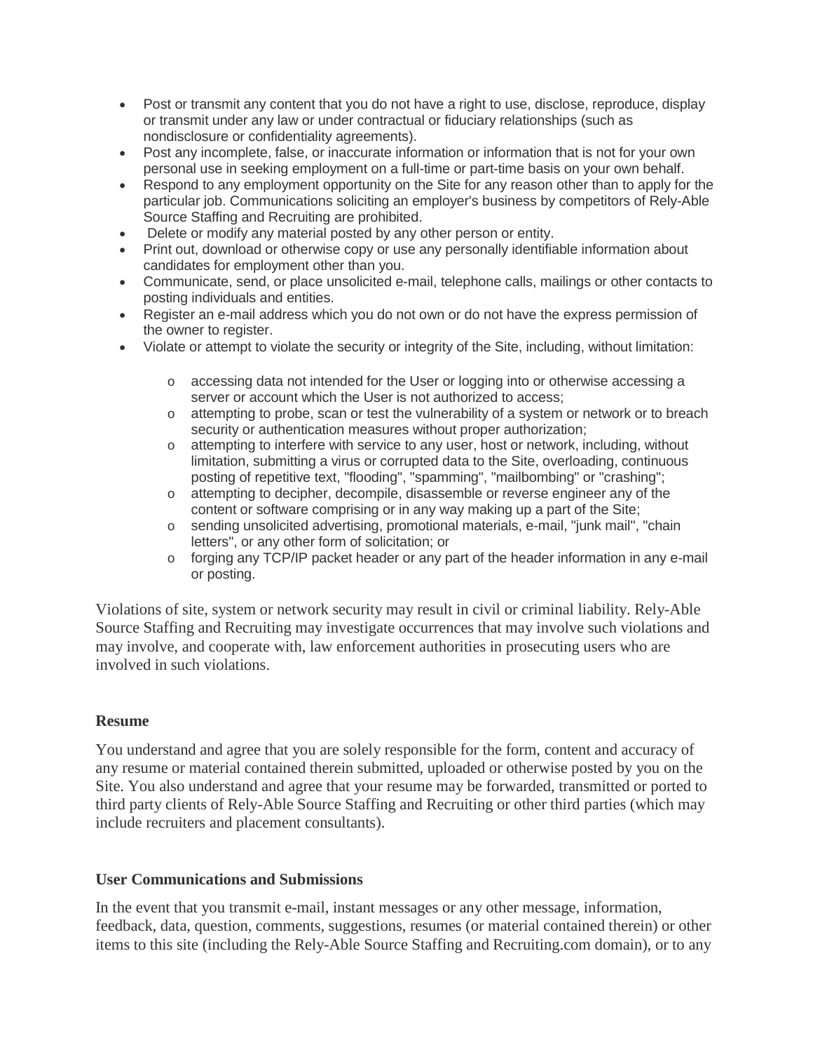- Post or transmit any content that you do not have a right to use, disclose, reproduce, display or transmit under any law or under contractual or fiduciary relationships (such as nondisclosure or confidentiality agreements).
- Post any incomplete, false, or inaccurate information or information that is not for your own personal use in seeking employment on a full-time or part-time basis on your own behalf.
- Respond to any employment opportunity on the Site for any reason other than to apply for the particular job. Communications soliciting an employer's business by competitors of Rely-Able Source Staffing and Recruiting are prohibited.
- Delete or modify any material posted by any other person or entity.
- Print out, download or otherwise copy or use any personally identifiable information about candidates for employment other than you.
- Communicate, send, or place unsolicited e-mail, telephone calls, mailings or other contacts to posting individuals and entities.
- Register an e-mail address which you do not own or do not have the express permission of the owner to register.
- Violate or attempt to violate the security or integrity of the Site, including, without limitation:
    - accessing data not intended for the User or logging into or otherwise accessing a server or account which the User is not authorized to access;
    - attempting to probe, scan or test the vulnerability of a system or network or to breach security or authentication measures without proper authorization;
    - attempting to interfere with service to any user, host or network, including, without limitation, submitting a virus or corrupted data to the Site, overloading, continuous posting of repetitive text, "flooding", "spamming", "mailbombing" or "crashing";
    - attempting to decipher, decompile, disassemble or reverse engineer any of the content or software comprising or in any way making up a part of the Site;
    - sending unsolicited advertising, promotional materials, e-mail, "junk mail", "chain letters", or any other form of solicitation; or
    - forging any TCP/IP packet header or any part of the header information in any e-mail or posting.

Violations of site, system or network security may result in civil or criminal liability. Rely-Able Source Staffing and Recruiting may investigate occurrences that may involve such violations and may involve, and cooperate with, law enforcement authorities in prosecuting users who are involved in such violations.

**Resume**

You understand and agree that you are solely responsible for the form, content and accuracy of any resume or material contained therein submitted, uploaded or otherwise posted by you on the Site. You also understand and agree that your resume may be forwarded, transmitted or ported to third party clients of Rely-Able Source Staffing and Recruiting or other third parties (which may include recruiters and placement consultants).

**User Communications and Submissions**

In the event that you transmit e-mail, instant messages or any other message, information, feedback, data, question, comments, suggestions, resumes (or material contained therein) or other items to this site (including the Rely-Able Source Staffing and Recruiting.com domain), or to any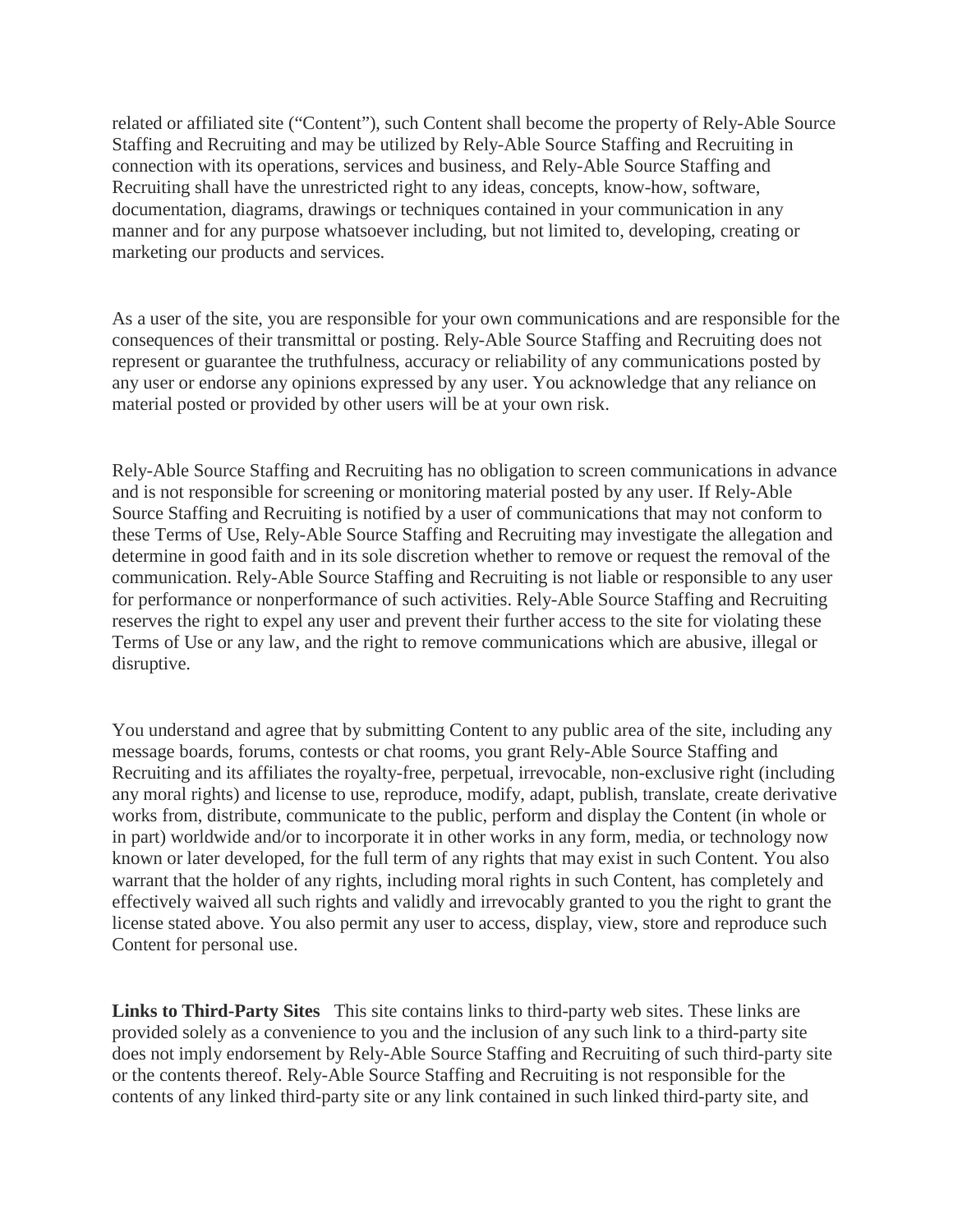related or affiliated site ("Content"), such Content shall become the property of Rely-Able Source Staffing and Recruiting and may be utilized by Rely-Able Source Staffing and Recruiting in connection with its operations, services and business, and Rely-Able Source Staffing and Recruiting shall have the unrestricted right to any ideas, concepts, know-how, software, documentation, diagrams, drawings or techniques contained in your communication in any manner and for any purpose whatsoever including, but not limited to, developing, creating or marketing our products and services.

As a user of the site, you are responsible for your own communications and are responsible for the consequences of their transmittal or posting. Rely-Able Source Staffing and Recruiting does not represent or guarantee the truthfulness, accuracy or reliability of any communications posted by any user or endorse any opinions expressed by any user. You acknowledge that any reliance on material posted or provided by other users will be at your own risk.

Rely-Able Source Staffing and Recruiting has no obligation to screen communications in advance and is not responsible for screening or monitoring material posted by any user. If Rely-Able Source Staffing and Recruiting is notified by a user of communications that may not conform to these Terms of Use, Rely-Able Source Staffing and Recruiting may investigate the allegation and determine in good faith and in its sole discretion whether to remove or request the removal of the communication. Rely-Able Source Staffing and Recruiting is not liable or responsible to any user for performance or nonperformance of such activities. Rely-Able Source Staffing and Recruiting reserves the right to expel any user and prevent their further access to the site for violating these Terms of Use or any law, and the right to remove communications which are abusive, illegal or disruptive.

You understand and agree that by submitting Content to any public area of the site, including any message boards, forums, contests or chat rooms, you grant Rely-Able Source Staffing and Recruiting and its affiliates the royalty-free, perpetual, irrevocable, non-exclusive right (including any moral rights) and license to use, reproduce, modify, adapt, publish, translate, create derivative works from, distribute, communicate to the public, perform and display the Content (in whole or in part) worldwide and/or to incorporate it in other works in any form, media, or technology now known or later developed, for the full term of any rights that may exist in such Content. You also warrant that the holder of any rights, including moral rights in such Content, has completely and effectively waived all such rights and validly and irrevocably granted to you the right to grant the license stated above. You also permit any user to access, display, view, store and reproduce such Content for personal use.

**Links to Third-Party Sites** This site contains links to third-party web sites. These links are provided solely as a convenience to you and the inclusion of any such link to a third-party site does not imply endorsement by Rely-Able Source Staffing and Recruiting of such third-party site or the contents thereof. Rely-Able Source Staffing and Recruiting is not responsible for the contents of any linked third-party site or any link contained in such linked third-party site, and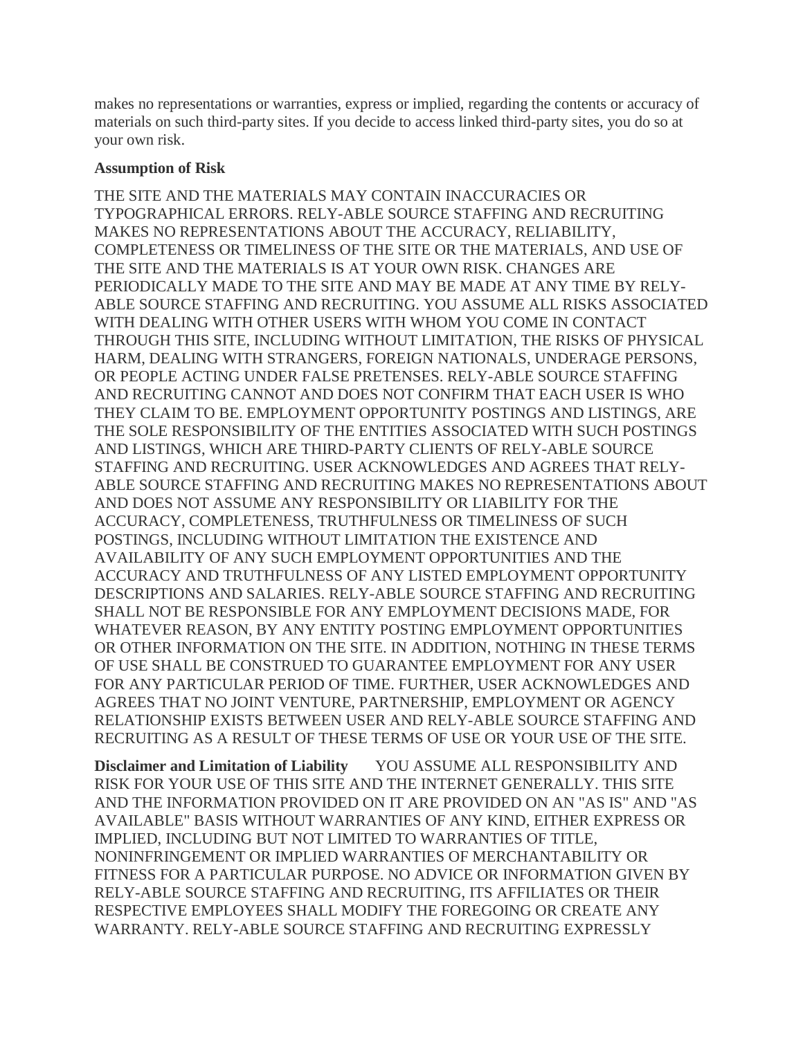makes no representations or warranties, express or implied, regarding the contents or accuracy of materials on such third-party sites. If you decide to access linked third-party sites, you do so at your own risk.

**Assumption of Risk**

THE SITE AND THE MATERIALS MAY CONTAIN INACCURACIES OR TYPOGRAPHICAL ERRORS. RELY-ABLE SOURCE STAFFING AND RECRUITING MAKES NO REPRESENTATIONS ABOUT THE ACCURACY, RELIABILITY, COMPLETENESS OR TIMELINESS OF THE SITE OR THE MATERIALS, AND USE OF THE SITE AND THE MATERIALS IS AT YOUR OWN RISK. CHANGES ARE PERIODICALLY MADE TO THE SITE AND MAY BE MADE AT ANY TIME BY RELY-ABLE SOURCE STAFFING AND RECRUITING. YOU ASSUME ALL RISKS ASSOCIATED WITH DEALING WITH OTHER USERS WITH WHOM YOU COME IN CONTACT THROUGH THIS SITE, INCLUDING WITHOUT LIMITATION, THE RISKS OF PHYSICAL HARM, DEALING WITH STRANGERS, FOREIGN NATIONALS, UNDERAGE PERSONS, OR PEOPLE ACTING UNDER FALSE PRETENSES. RELY-ABLE SOURCE STAFFING AND RECRUITING CANNOT AND DOES NOT CONFIRM THAT EACH USER IS WHO THEY CLAIM TO BE. EMPLOYMENT OPPORTUNITY POSTINGS AND LISTINGS, ARE THE SOLE RESPONSIBILITY OF THE ENTITIES ASSOCIATED WITH SUCH POSTINGS AND LISTINGS, WHICH ARE THIRD-PARTY CLIENTS OF RELY-ABLE SOURCE STAFFING AND RECRUITING. USER ACKNOWLEDGES AND AGREES THAT RELY-ABLE SOURCE STAFFING AND RECRUITING MAKES NO REPRESENTATIONS ABOUT AND DOES NOT ASSUME ANY RESPONSIBILITY OR LIABILITY FOR THE ACCURACY, COMPLETENESS, TRUTHFULNESS OR TIMELINESS OF SUCH POSTINGS, INCLUDING WITHOUT LIMITATION THE EXISTENCE AND AVAILABILITY OF ANY SUCH EMPLOYMENT OPPORTUNITIES AND THE ACCURACY AND TRUTHFULNESS OF ANY LISTED EMPLOYMENT OPPORTUNITY DESCRIPTIONS AND SALARIES. RELY-ABLE SOURCE STAFFING AND RECRUITING SHALL NOT BE RESPONSIBLE FOR ANY EMPLOYMENT DECISIONS MADE, FOR WHATEVER REASON, BY ANY ENTITY POSTING EMPLOYMENT OPPORTUNITIES OR OTHER INFORMATION ON THE SITE. IN ADDITION, NOTHING IN THESE TERMS OF USE SHALL BE CONSTRUED TO GUARANTEE EMPLOYMENT FOR ANY USER FOR ANY PARTICULAR PERIOD OF TIME. FURTHER, USER ACKNOWLEDGES AND AGREES THAT NO JOINT VENTURE, PARTNERSHIP, EMPLOYMENT OR AGENCY RELATIONSHIP EXISTS BETWEEN USER AND RELY-ABLE SOURCE STAFFING AND RECRUITING AS A RESULT OF THESE TERMS OF USE OR YOUR USE OF THE SITE.

**Disclaimer and Limitation of Liability** YOU ASSUME ALL RESPONSIBILITY AND RISK FOR YOUR USE OF THIS SITE AND THE INTERNET GENERALLY. THIS SITE AND THE INFORMATION PROVIDED ON IT ARE PROVIDED ON AN "AS IS" AND "AS AVAILABLE" BASIS WITHOUT WARRANTIES OF ANY KIND, EITHER EXPRESS OR IMPLIED, INCLUDING BUT NOT LIMITED TO WARRANTIES OF TITLE, NONINFRINGEMENT OR IMPLIED WARRANTIES OF MERCHANTABILITY OR FITNESS FOR A PARTICULAR PURPOSE. NO ADVICE OR INFORMATION GIVEN BY RELY-ABLE SOURCE STAFFING AND RECRUITING, ITS AFFILIATES OR THEIR RESPECTIVE EMPLOYEES SHALL MODIFY THE FOREGOING OR CREATE ANY WARRANTY. RELY-ABLE SOURCE STAFFING AND RECRUITING EXPRESSLY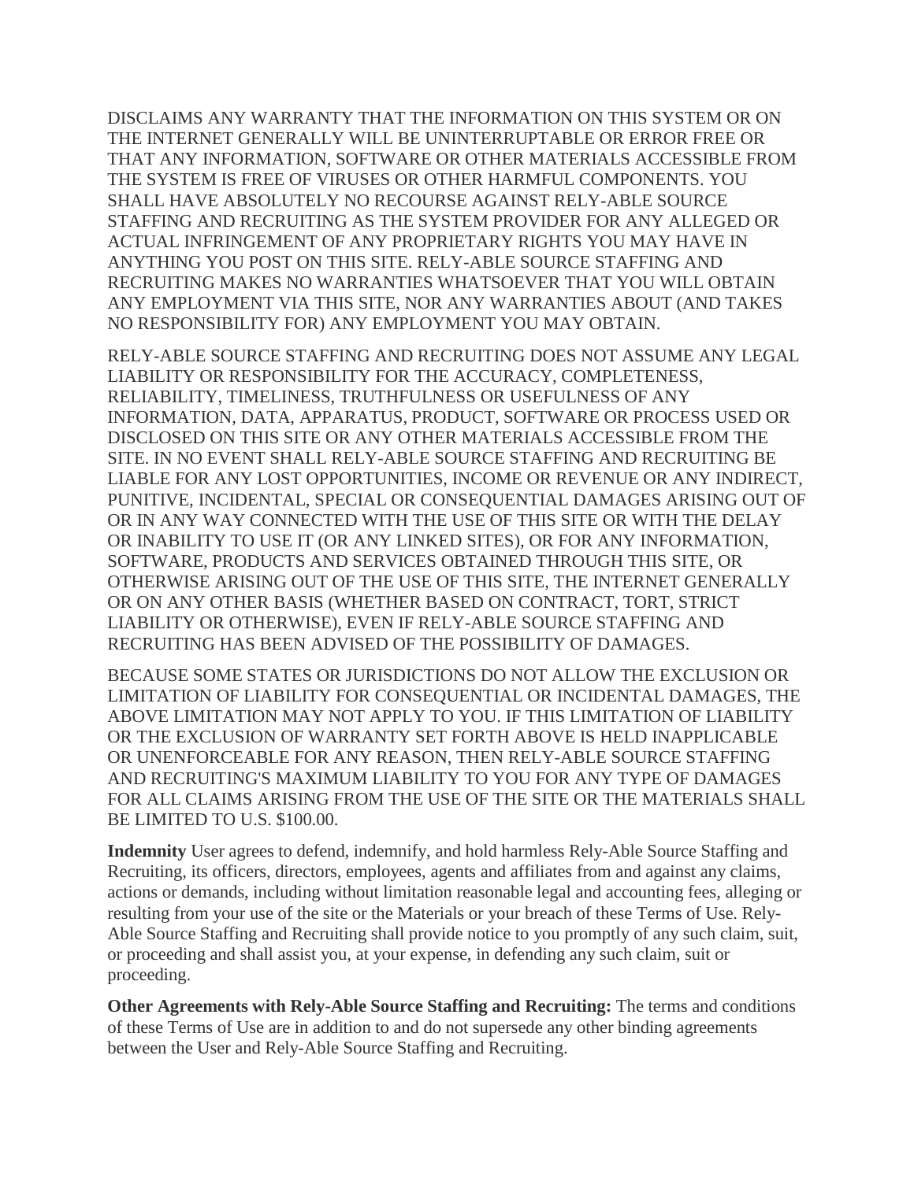DISCLAIMS ANY WARRANTY THAT THE INFORMATION ON THIS SYSTEM OR ON THE INTERNET GENERALLY WILL BE UNINTERRUPTABLE OR ERROR FREE OR THAT ANY INFORMATION, SOFTWARE OR OTHER MATERIALS ACCESSIBLE FROM THE SYSTEM IS FREE OF VIRUSES OR OTHER HARMFUL COMPONENTS. YOU SHALL HAVE ABSOLUTELY NO RECOURSE AGAINST RELY-ABLE SOURCE STAFFING AND RECRUITING AS THE SYSTEM PROVIDER FOR ANY ALLEGED OR ACTUAL INFRINGEMENT OF ANY PROPRIETARY RIGHTS YOU MAY HAVE IN ANYTHING YOU POST ON THIS SITE. RELY-ABLE SOURCE STAFFING AND RECRUITING MAKES NO WARRANTIES WHATSOEVER THAT YOU WILL OBTAIN ANY EMPLOYMENT VIA THIS SITE, NOR ANY WARRANTIES ABOUT (AND TAKES NO RESPONSIBILITY FOR) ANY EMPLOYMENT YOU MAY OBTAIN.

RELY-ABLE SOURCE STAFFING AND RECRUITING DOES NOT ASSUME ANY LEGAL LIABILITY OR RESPONSIBILITY FOR THE ACCURACY, COMPLETENESS, RELIABILITY, TIMELINESS, TRUTHFULNESS OR USEFULNESS OF ANY INFORMATION, DATA, APPARATUS, PRODUCT, SOFTWARE OR PROCESS USED OR DISCLOSED ON THIS SITE OR ANY OTHER MATERIALS ACCESSIBLE FROM THE SITE. IN NO EVENT SHALL RELY-ABLE SOURCE STAFFING AND RECRUITING BE LIABLE FOR ANY LOST OPPORTUNITIES, INCOME OR REVENUE OR ANY INDIRECT, PUNITIVE, INCIDENTAL, SPECIAL OR CONSEQUENTIAL DAMAGES ARISING OUT OF OR IN ANY WAY CONNECTED WITH THE USE OF THIS SITE OR WITH THE DELAY OR INABILITY TO USE IT (OR ANY LINKED SITES), OR FOR ANY INFORMATION, SOFTWARE, PRODUCTS AND SERVICES OBTAINED THROUGH THIS SITE, OR OTHERWISE ARISING OUT OF THE USE OF THIS SITE, THE INTERNET GENERALLY OR ON ANY OTHER BASIS (WHETHER BASED ON CONTRACT, TORT, STRICT LIABILITY OR OTHERWISE), EVEN IF RELY-ABLE SOURCE STAFFING AND RECRUITING HAS BEEN ADVISED OF THE POSSIBILITY OF DAMAGES.

BECAUSE SOME STATES OR JURISDICTIONS DO NOT ALLOW THE EXCLUSION OR LIMITATION OF LIABILITY FOR CONSEQUENTIAL OR INCIDENTAL DAMAGES, THE ABOVE LIMITATION MAY NOT APPLY TO YOU. IF THIS LIMITATION OF LIABILITY OR THE EXCLUSION OF WARRANTY SET FORTH ABOVE IS HELD INAPPLICABLE OR UNENFORCEABLE FOR ANY REASON, THEN RELY-ABLE SOURCE STAFFING AND RECRUITING'S MAXIMUM LIABILITY TO YOU FOR ANY TYPE OF DAMAGES FOR ALL CLAIMS ARISING FROM THE USE OF THE SITE OR THE MATERIALS SHALL BE LIMITED TO U.S. $100.00.

**Indemnity** User agrees to defend, indemnify, and hold harmless Rely-Able Source Staffing and Recruiting, its officers, directors, employees, agents and affiliates from and against any claims, actions or demands, including without limitation reasonable legal and accounting fees, alleging or resulting from your use of the site or the Materials or your breach of these Terms of Use. Rely-Able Source Staffing and Recruiting shall provide notice to you promptly of any such claim, suit, or proceeding and shall assist you, at your expense, in defending any such claim, suit or proceeding.

**Other Agreements with Rely-Able Source Staffing and Recruiting:** The terms and conditions of these Terms of Use are in addition to and do not supersede any other binding agreements between the User and Rely-Able Source Staffing and Recruiting.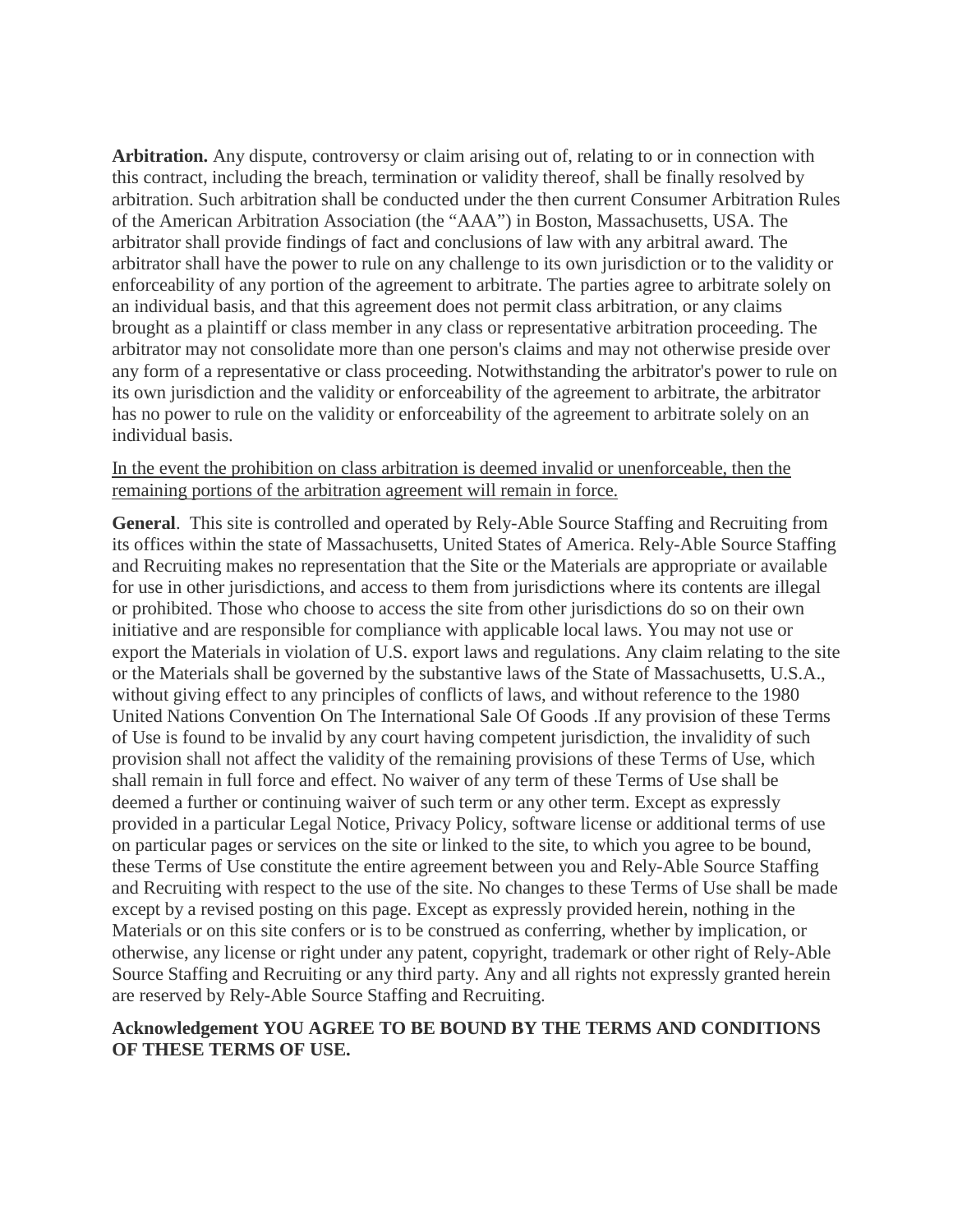**Arbitration.** Any dispute, controversy or claim arising out of, relating to or in connection with this contract, including the breach, termination or validity thereof, shall be finally resolved by arbitration. Such arbitration shall be conducted under the then current Consumer Arbitration Rules of the American Arbitration Association (the "AAA") in Boston, Massachusetts, USA. The arbitrator shall provide findings of fact and conclusions of law with any arbitral award. The arbitrator shall have the power to rule on any challenge to its own jurisdiction or to the validity or enforceability of any portion of the agreement to arbitrate. The parties agree to arbitrate solely on an individual basis, and that this agreement does not permit class arbitration, or any claims brought as a plaintiff or class member in any class or representative arbitration proceeding. The arbitrator may not consolidate more than one person's claims and may not otherwise preside over any form of a representative or class proceeding. Notwithstanding the arbitrator's power to rule on its own jurisdiction and the validity or enforceability of the agreement to arbitrate, the arbitrator has no power to rule on the validity or enforceability of the agreement to arbitrate solely on an individual basis.

<u>In the event the prohibition on class arbitration is deemed invalid or unenforceable, then the remaining portions of the arbitration agreement will remain in force.</u>

**General**. This site is controlled and operated by Rely-Able Source Staffing and Recruiting from its offices within the state of Massachusetts, United States of America. Rely-Able Source Staffing and Recruiting makes no representation that the Site or the Materials are appropriate or available for use in other jurisdictions, and access to them from jurisdictions where its contents are illegal or prohibited. Those who choose to access the site from other jurisdictions do so on their own initiative and are responsible for compliance with applicable local laws. You may not use or export the Materials in violation of U.S. export laws and regulations. Any claim relating to the site or the Materials shall be governed by the substantive laws of the State of Massachusetts, U.S.A., without giving effect to any principles of conflicts of laws, and without reference to the 1980 United Nations Convention On The International Sale Of Goods .If any provision of these Terms of Use is found to be invalid by any court having competent jurisdiction, the invalidity of such provision shall not affect the validity of the remaining provisions of these Terms of Use, which shall remain in full force and effect. No waiver of any term of these Terms of Use shall be deemed a further or continuing waiver of such term or any other term. Except as expressly provided in a particular Legal Notice, Privacy Policy, software license or additional terms of use on particular pages or services on the site or linked to the site, to which you agree to be bound, these Terms of Use constitute the entire agreement between you and Rely-Able Source Staffing and Recruiting with respect to the use of the site. No changes to these Terms of Use shall be made except by a revised posting on this page. Except as expressly provided herein, nothing in the Materials or on this site confers or is to be construed as conferring, whether by implication, or otherwise, any license or right under any patent, copyright, trademark or other right of Rely-Able Source Staffing and Recruiting or any third party. Any and all rights not expressly granted herein are reserved by Rely-Able Source Staffing and Recruiting.

**Acknowledgement YOU AGREE TO BE BOUND BY THE TERMS AND CONDITIONS OF THESE TERMS OF USE.**